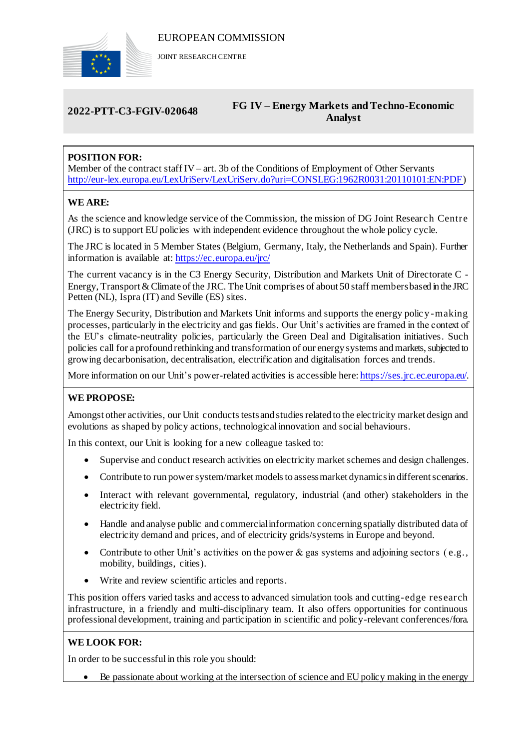EUROPEAN COMMISSION

JOINT RESEARCH CENTRE

**2022-PTT-C3-FGIV-020648**

**FG IV – Energy Markets and Techno-Economic Analyst**

**POSITION FOR:**

Member of the contract staff IV – art. 3b of the Conditions of Employment of Other Servants
http://eur-lex.europa.eu/LexUriServ/LexUriServ.do?uri=CONSLEG:1962R0031:20110101:EN:PDF)

**WE ARE:**

As the science and knowledge service of the Commission, the mission of DG Joint Research Centre (JRC) is to support EU policies with independent evidence throughout the whole policy cycle.

The JRC is located in 5 Member States (Belgium, Germany, Italy, the Netherlands and Spain). Further information is available at: https://ec.europa.eu/jrc/

The current vacancy is in the C3 Energy Security, Distribution and Markets Unit of Directorate C - Energy, Transport & Climate of the JRC. The Unit comprises of about 50 staff members based in the JRC Petten (NL), Ispra (IT) and Seville (ES) sites.

The Energy Security, Distribution and Markets Unit informs and supports the energy policy-making processes, particularly in the electricity and gas fields. Our Unit's activities are framed in the context of the EU's climate-neutrality policies, particularly the Green Deal and Digitalisation initiatives. Such policies call for a profound rethinking and transformation of our energy systems and markets, subjected to growing decarbonisation, decentralisation, electrification and digitalisation forces and trends.

More information on our Unit's power-related activities is accessible here: https://ses.jrc.ec.europa.eu/.

**WE PROPOSE:**

Amongst other activities, our Unit conducts tests and studies related to the electricity market design and evolutions as shaped by policy actions, technological innovation and social behaviours.

In this context, our Unit is looking for a new colleague tasked to:

- Supervise and conduct research activities on electricity market schemes and design challenges.
- Contribute to run power system/market models to assess market dynamics in different scenarios.
- Interact with relevant governmental, regulatory, industrial (and other) stakeholders in the electricity field.
- Handle and analyse public and commercial information concerning spatially distributed data of electricity demand and prices, and of electricity grids/systems in Europe and beyond.
- Contribute to other Unit's activities on the power & gas systems and adjoining sectors (e.g., mobility, buildings, cities).
- Write and review scientific articles and reports.

This position offers varied tasks and access to advanced simulation tools and cutting-edge research infrastructure, in a friendly and multi-disciplinary team. It also offers opportunities for continuous professional development, training and participation in scientific and policy-relevant conferences/fora.

**WE LOOK FOR:**

In order to be successful in this role you should:

- Be passionate about working at the intersection of science and EU policy making in the energy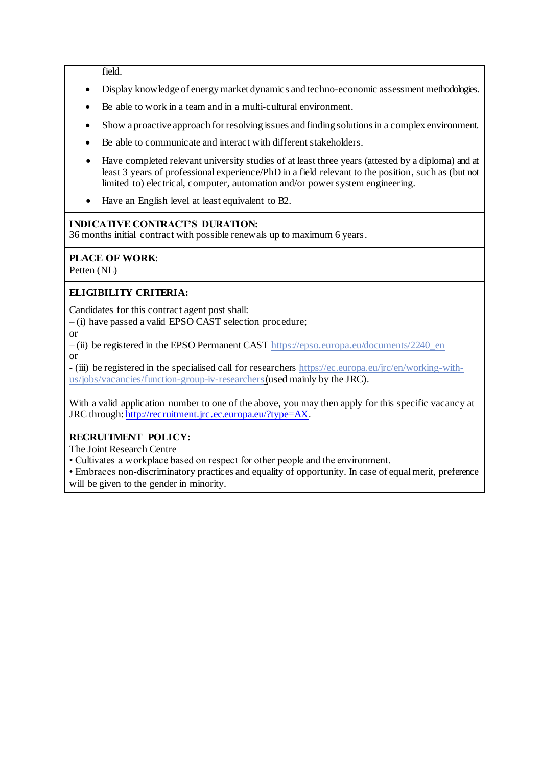field.

- Display knowledge of energy market dynamics and techno-economic assessment methodologies.
- Be able to work in a team and in a multi-cultural environment.
- Show a proactive approach for resolving issues and finding solutions in a complex environment.
- Be able to communicate and interact with different stakeholders.
- Have completed relevant university studies of at least three years (attested by a diploma) and at least 3 years of professional experience/PhD in a field relevant to the position, such as (but not limited to) electrical, computer, automation and/or power system engineering.
- Have an English level at least equivalent to B2.

**INDICATIVE CONTRACT'S DURATION:**
36 months initial contract with possible renewals up to maximum 6 years.

**PLACE OF WORK**:
Petten (NL)

**ELIGIBILITY CRITERIA:**

Candidates for this contract agent post shall:
– (i) have passed a valid EPSO CAST selection procedure;
or
– (ii) be registered in the EPSO Permanent CAST https://epso.europa.eu/documents/2240_en
or
- (iii) be registered in the specialised call for researchers https://ec.europa.eu/jrc/en/working-with-us/jobs/vacancies/function-group-iv-researchers (used mainly by the JRC).

With a valid application number to one of the above, you may then apply for this specific vacancy at JRC through: http://recruitment.jrc.ec.europa.eu/?type=AX.

**RECRUITMENT POLICY:**
The Joint Research Centre
• Cultivates a workplace based on respect for other people and the environment.
• Embraces non-discriminatory practices and equality of opportunity. In case of equal merit, preference will be given to the gender in minority.